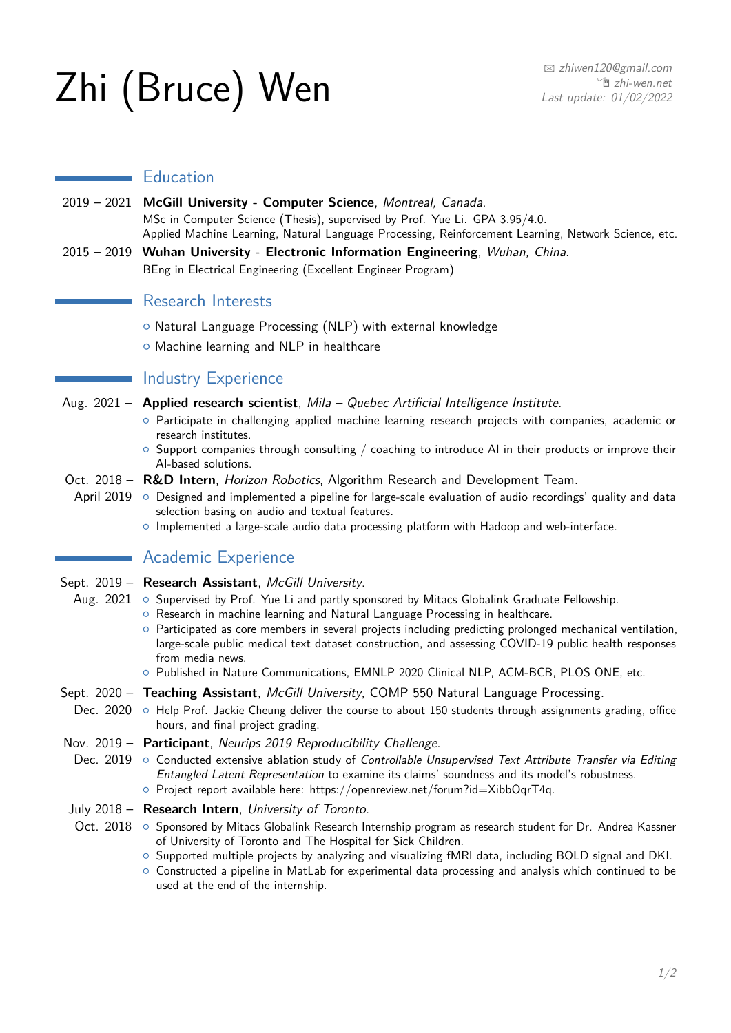# Zhi (Bruce) Wen

zhiwen120@gmail.com
zhi-wen.net
*Last update: 01/02/2022*

## Education

2019 – 2021 **McGill University - Computer Science**, *Montreal, Canada*.
MSc in Computer Science (Thesis), supervised by Prof. Yue Li. GPA 3.95/4.0.
Applied Machine Learning, Natural Language Processing, Reinforcement Learning, Network Science, etc.

2015 – 2019 **Wuhan University - Electronic Information Engineering**, *Wuhan, China*.
BEng in Electrical Engineering (Excellent Engineer Program)

## Research Interests

- Natural Language Processing (NLP) with external knowledge
- Machine learning and NLP in healthcare

## Industry Experience

Aug. 2021 – **Applied research scientist**, *Mila – Quebec Artificial Intelligence Institute*.
- Participate in challenging applied machine learning research projects with companies, academic or research institutes.
- Support companies through consulting / coaching to introduce AI in their products or improve their AI-based solutions.

Oct. 2018 – April 2019 **R&D Intern**, *Horizon Robotics*, Algorithm Research and Development Team.
- Designed and implemented a pipeline for large-scale evaluation of audio recordings' quality and data selection basing on audio and textual features.
- Implemented a large-scale audio data processing platform with Hadoop and web-interface.

## Academic Experience

Sept. 2019 – Aug. 2021 **Research Assistant**, *McGill University*.
- Supervised by Prof. Yue Li and partly sponsored by Mitacs Globalink Graduate Fellowship.
- Research in machine learning and Natural Language Processing in healthcare.
- Participated as core members in several projects including predicting prolonged mechanical ventilation, large-scale public medical text dataset construction, and assessing COVID-19 public health responses from media news.
- Published in Nature Communications, EMNLP 2020 Clinical NLP, ACM-BCB, PLOS ONE, etc.

Sept. 2020 – Dec. 2020 **Teaching Assistant**, *McGill University*, COMP 550 Natural Language Processing.
- Help Prof. Jackie Cheung deliver the course to about 150 students through assignments grading, office hours, and final project grading.

Nov. 2019 – Dec. 2019 **Participant**, *Neurips 2019 Reproducibility Challenge*.
- Conducted extensive ablation study of *Controllable Unsupervised Text Attribute Transfer via Editing Entangled Latent Representation* to examine its claims' soundness and its model's robustness.
- Project report available here: https://openreview.net/forum?id=XibbOqrT4q.

July 2018 – Oct. 2018 **Research Intern**, *University of Toronto*.
- Sponsored by Mitacs Globalink Research Internship program as research student for Dr. Andrea Kassner of University of Toronto and The Hospital for Sick Children.
- Supported multiple projects by analyzing and visualizing fMRI data, including BOLD signal and DKI.
- Constructed a pipeline in MatLab for experimental data processing and analysis which continued to be used at the end of the internship.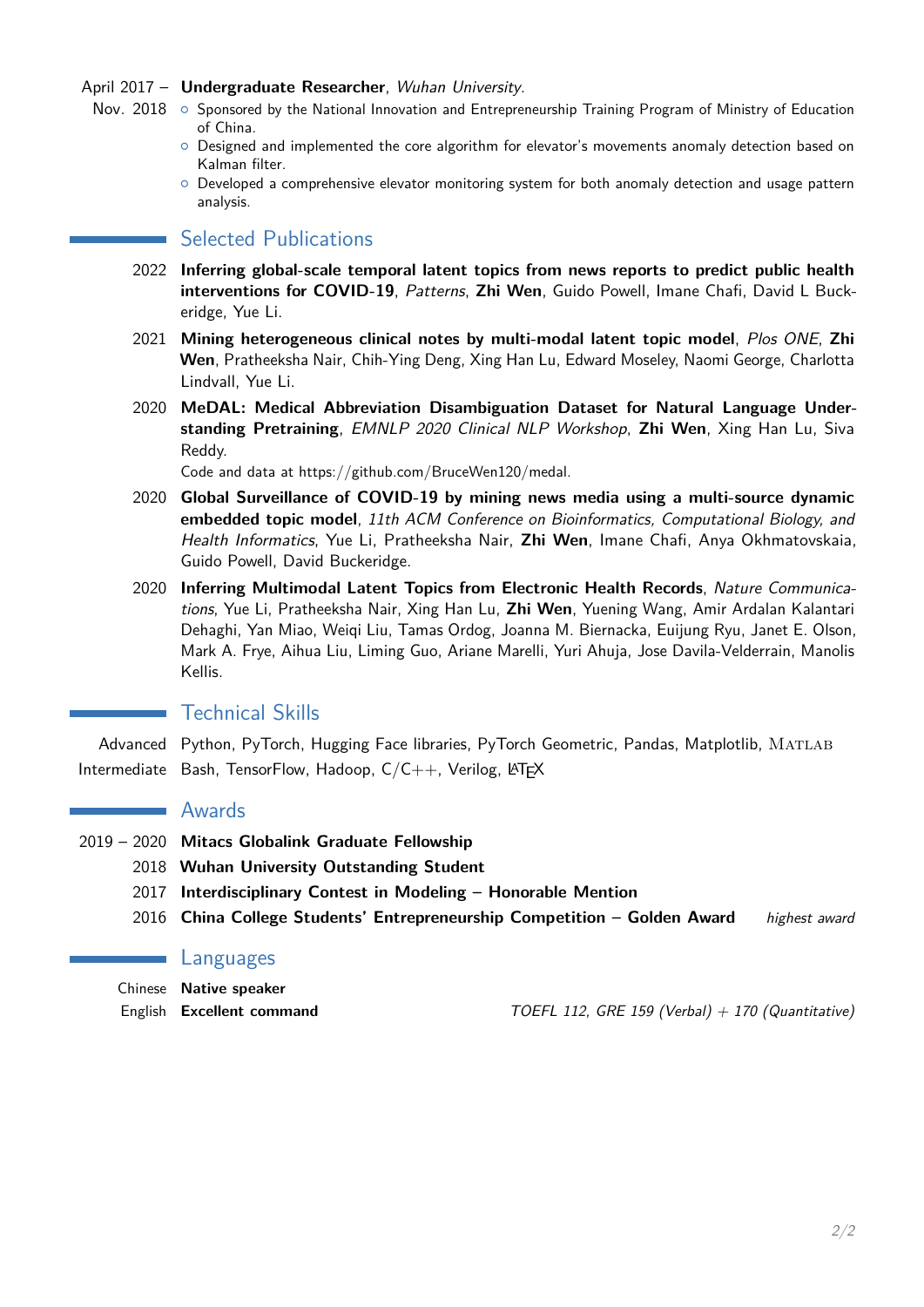April 2017 – Nov. 2018 **Undergraduate Researcher**, *Wuhan University*.

- Sponsored by the National Innovation and Entrepreneurship Training Program of Ministry of Education of China.
- Designed and implemented the core algorithm for elevator's movements anomaly detection based on Kalman filter.
- Developed a comprehensive elevator monitoring system for both anomaly detection and usage pattern analysis.

## Selected Publications

2022 **Inferring global-scale temporal latent topics from news reports to predict public health interventions for COVID-19**, *Patterns*, **Zhi Wen**, Guido Powell, Imane Chafi, David L Buckeridge, Yue Li.

2021 **Mining heterogeneous clinical notes by multi-modal latent topic model**, *Plos ONE*, **Zhi Wen**, Pratheeksha Nair, Chih-Ying Deng, Xing Han Lu, Edward Moseley, Naomi George, Charlotta Lindvall, Yue Li.

2020 **MeDAL: Medical Abbreviation Disambiguation Dataset for Natural Language Understanding Pretraining**, *EMNLP 2020 Clinical NLP Workshop*, **Zhi Wen**, Xing Han Lu, Siva Reddy.
Code and data at https://github.com/BruceWen120/medal.

2020 **Global Surveillance of COVID-19 by mining news media using a multi-source dynamic embedded topic model**, *11th ACM Conference on Bioinformatics, Computational Biology, and Health Informatics*, Yue Li, Pratheeksha Nair, **Zhi Wen**, Imane Chafi, Anya Okhmatovskaia, Guido Powell, David Buckeridge.

2020 **Inferring Multimodal Latent Topics from Electronic Health Records**, *Nature Communications*, Yue Li, Pratheeksha Nair, Xing Han Lu, **Zhi Wen**, Yuening Wang, Amir Ardalan Kalantari Dehaghi, Yan Miao, Weiqi Liu, Tamas Ordog, Joanna M. Biernacka, Euijung Ryu, Janet E. Olson, Mark A. Frye, Aihua Liu, Liming Guo, Ariane Marelli, Yuri Ahuja, Jose Davila-Velderrain, Manolis Kellis.

## Technical Skills

Advanced: Python, PyTorch, Hugging Face libraries, PyTorch Geometric, Pandas, Matplotlib, MATLAB

Intermediate: Bash, TensorFlow, Hadoop, C/C++, Verilog, LaTeX

## Awards

2019 – 2020 **Mitacs Globalink Graduate Fellowship**

2018 **Wuhan University Outstanding Student**

2017 **Interdisciplinary Contest in Modeling – Honorable Mention**

2016 **China College Students' Entrepreneurship Competition – Golden Award** *highest award*

## Languages

Chinese **Native speaker**

English **Excellent command** *TOEFL 112, GRE 159 (Verbal) + 170 (Quantitative)*